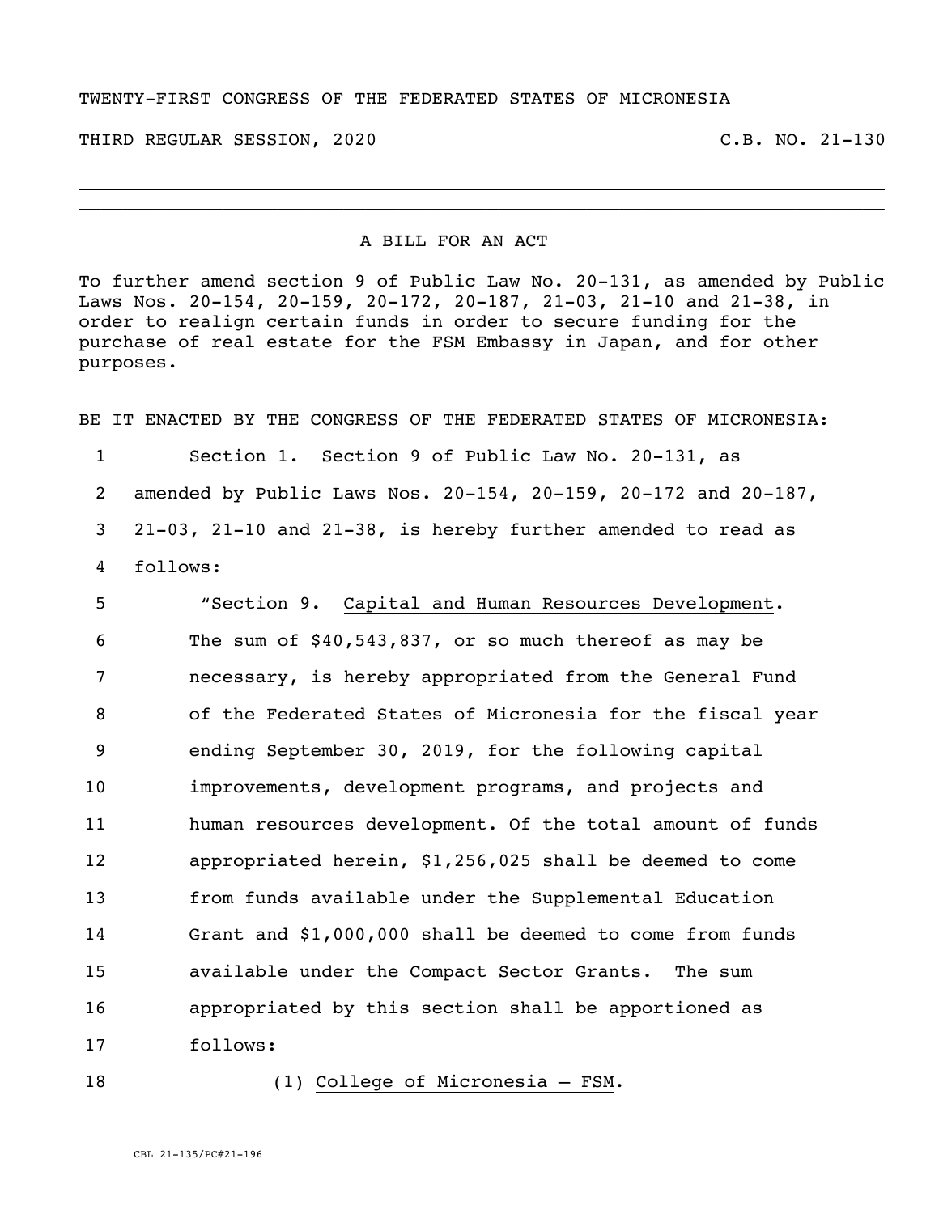TWENTY-FIRST CONGRESS OF THE FEDERATED STATES OF MICRONESIA

THIRD REGULAR SESSION, 2020 C.B. NO. 21-130

---

A BILL FOR AN ACT

To further amend section 9 of Public Law No. 20-131, as amended by Public Laws Nos. 20-154, 20-159, 20-172, 20-187, 21-03, 21-10 and 21-38, in order to realign certain funds in order to secure funding for the purchase of real estate for the FSM Embassy in Japan, and for other purposes.

BE IT ENACTED BY THE CONGRESS OF THE FEDERATED STATES OF MICRONESIA:

1 Section 1. Section 9 of Public Law No. 20-131, as
2 amended by Public Laws Nos. 20-154, 20-159, 20-172 and 20-187,
3 21-03, 21-10 and 21-38, is hereby further amended to read as
4 follows:

5 "Section 9. Capital and Human Resources Development.
6 The sum of $40,543,837, or so much thereof as may be
7 necessary, is hereby appropriated from the General Fund
8 of the Federated States of Micronesia for the fiscal year
9 ending September 30, 2019, for the following capital
10 improvements, development programs, and projects and
11 human resources development. Of the total amount of funds
12 appropriated herein, $1,256,025 shall be deemed to come
13 from funds available under the Supplemental Education
14 Grant and $1,000,000 shall be deemed to come from funds
15 available under the Compact Sector Grants. The sum
16 appropriated by this section shall be apportioned as
17 follows:

18 (1) College of Micronesia – FSM.

CBL 21-135/PC#21-196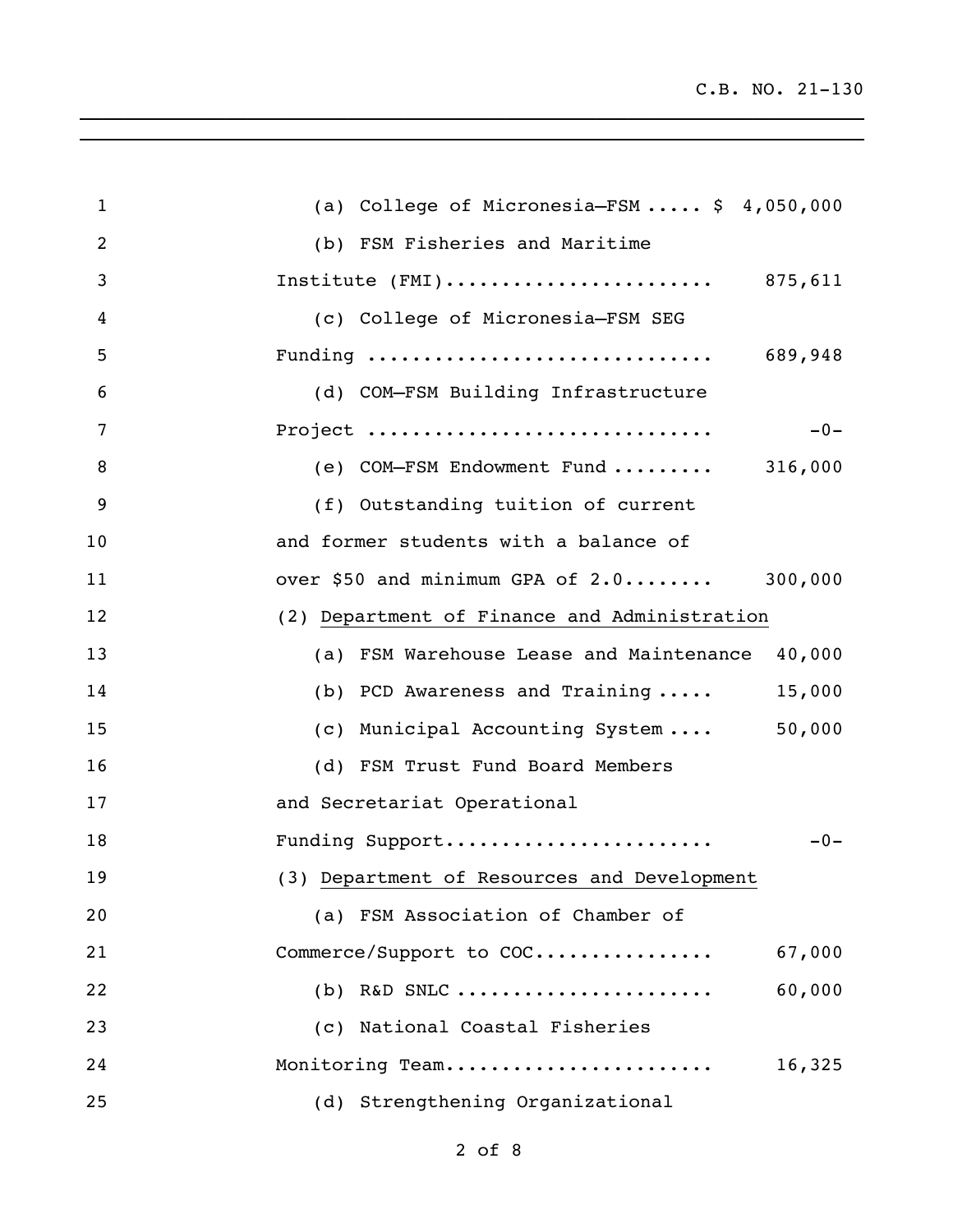(a) College of Micronesia–FSM ..... $ 4,050,000

(b) FSM Fisheries and Maritime Institute (FMI)....................... 875,611

(c) College of Micronesia–FSM SEG Funding .............................. 689,948

(d) COM–FSM Building Infrastructure Project .............................. -0-

(e) COM–FSM Endowment Fund ......... 316,000

(f) Outstanding tuition of current and former students with a balance of over $50 and minimum GPA of 2.0........ 300,000

(2) <u>Department of Finance and Administration</u>

(a) FSM Warehouse Lease and Maintenance 40,000

(b) PCD Awareness and Training ..... 15,000

(c) Municipal Accounting System .... 50,000

(d) FSM Trust Fund Board Members and Secretariat Operational Funding Support....................... -0-

(3) <u>Department of Resources and Development</u>

(a) FSM Association of Chamber of Commerce/Support to COC................ 67,000

(b) R&D SNLC ...................... 60,000

(c) National Coastal Fisheries Monitoring Team....................... 16,325

(d) Strengthening Organizational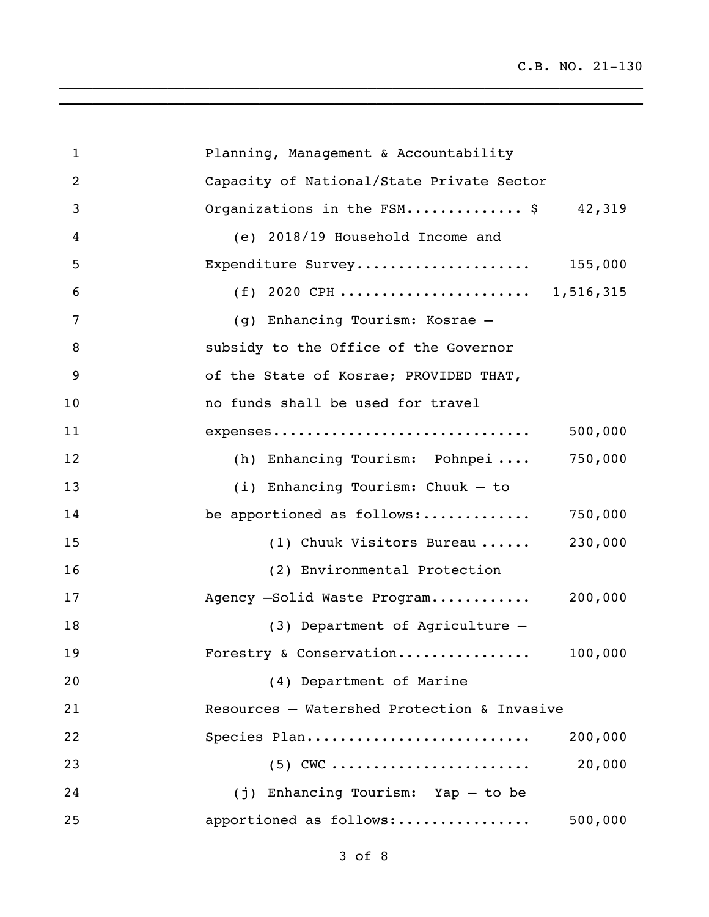Planning, Management & Accountability Capacity of National/State Private Sector Organizations in the FSM............. $ 42,319

(e) 2018/19 Household Income and Expenditure Survey.................... 155,000

(f) 2020 CPH ...................... 1,516,315

(g) Enhancing Tourism: Kosrae – subsidy to the Office of the Governor of the State of Kosrae; PROVIDED THAT, no funds shall be used for travel expenses.............................. 500,000

(h) Enhancing Tourism: Pohnpei .... 750,000

(i) Enhancing Tourism: Chuuk – to be apportioned as follows:............ 750,000

(1) Chuuk Visitors Bureau ...... 230,000

(2) Environmental Protection Agency –Solid Waste Program........... 200,000

(3) Department of Agriculture – Forestry & Conservation............... 100,000

(4) Department of Marine Resources – Watershed Protection & Invasive Species Plan.......................... 200,000

(5) CWC ....................... 20,000

(j) Enhancing Tourism: Yap – to be apportioned as follows:................ 500,000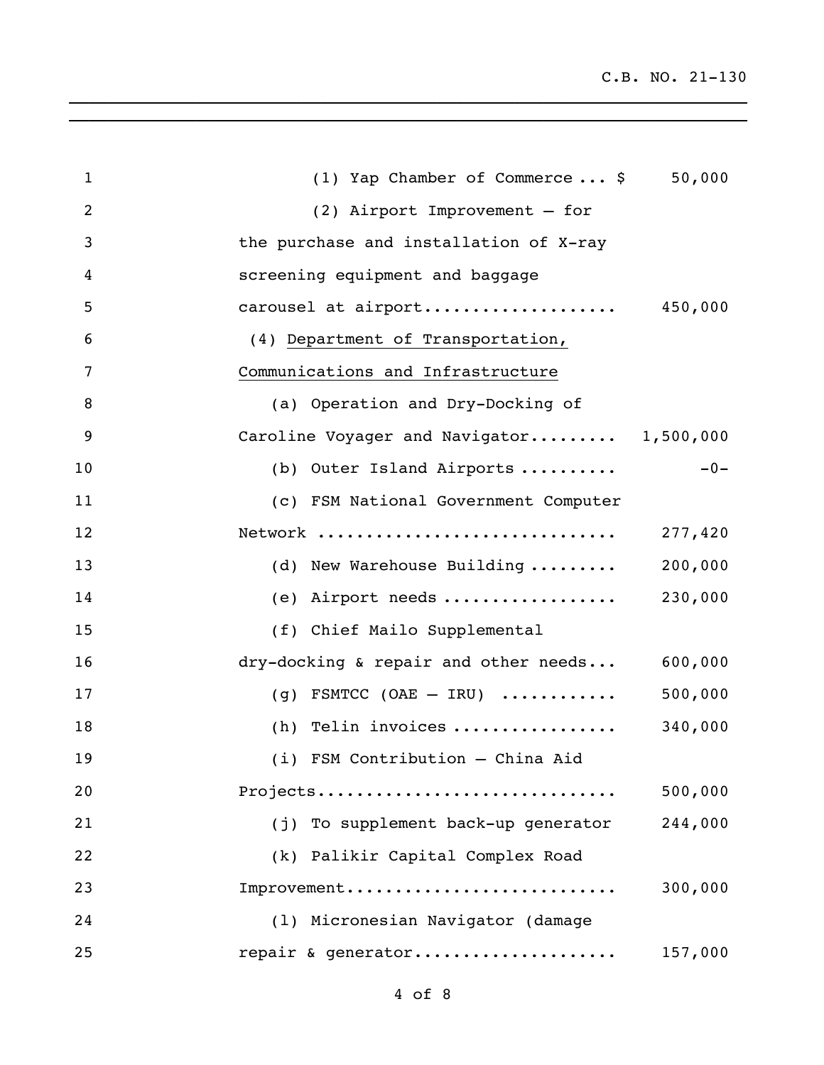(1) Yap Chamber of Commerce ... $ 50,000

(2) Airport Improvement – for the purchase and installation of X-ray screening equipment and baggage carousel at airport.................... 450,000

(4) Department of Transportation, Communications and Infrastructure

(a) Operation and Dry-Docking of Caroline Voyager and Navigator......... 1,500,000

(b) Outer Island Airports .......... -0-

(c) FSM National Government Computer Network .............................. 277,420

(d) New Warehouse Building ......... 200,000

(e) Airport needs ................. 230,000

(f) Chief Mailo Supplemental dry-docking & repair and other needs... 600,000

(g) FSMTCC (OAE – IRU) ........... 500,000

(h) Telin invoices ................ 340,000

(i) FSM Contribution – China Aid Projects.............................. 500,000

(j) To supplement back-up generator 244,000

(k) Palikir Capital Complex Road Improvement........................... 300,000

(l) Micronesian Navigator (damage repair & generator.................... 157,000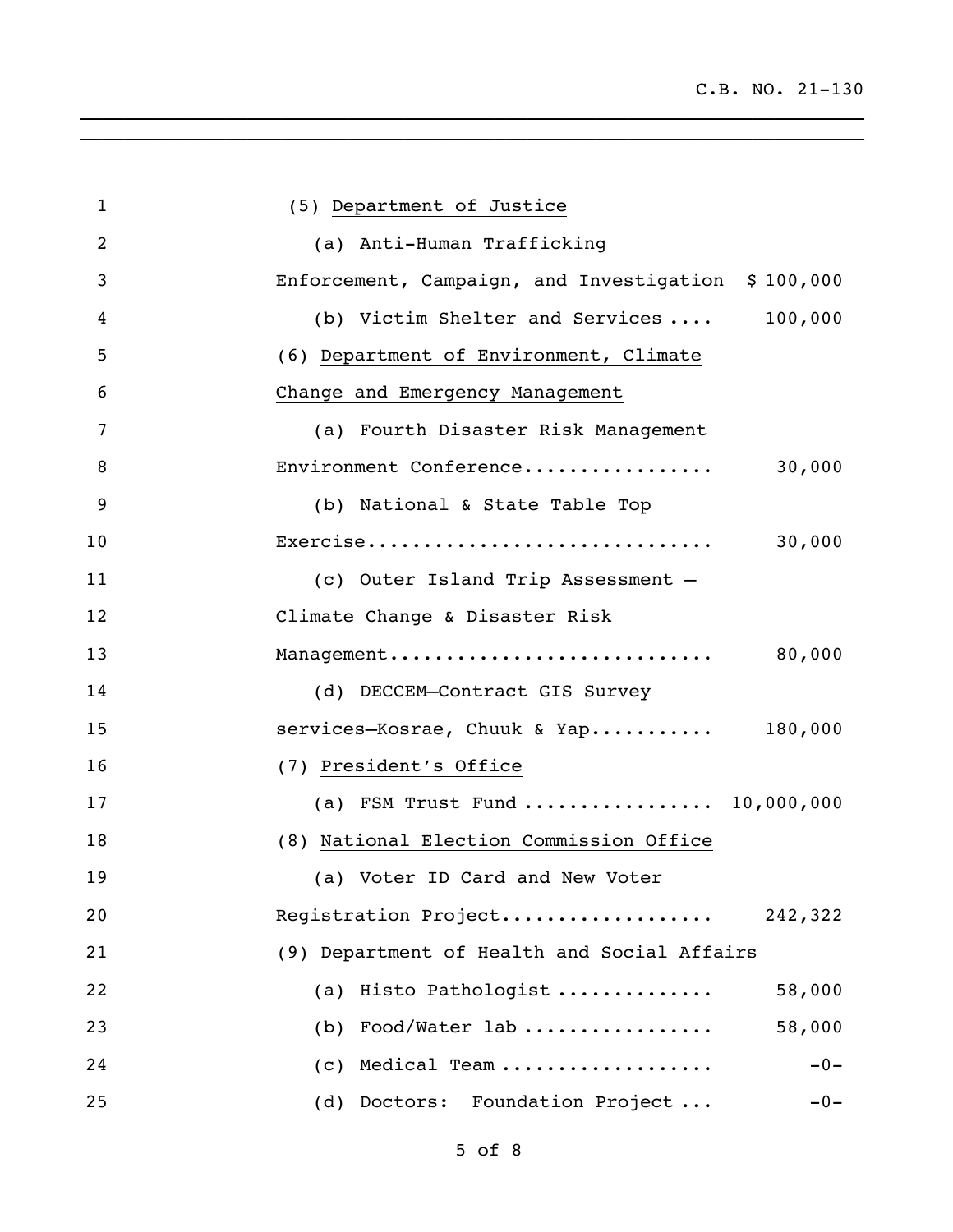(5) Department of Justice

(a) Anti-Human Trafficking Enforcement, Campaign, and Investigation .... $ 100,000

(b) Victim Shelter and Services .... 100,000

(6) Department of Environment, Climate Change and Emergency Management

(a) Fourth Disaster Risk Management Environment Conference................. 30,000

(b) National & State Table Top Exercise............................... 30,000

(c) Outer Island Trip Assessment – Climate Change & Disaster Risk Management............................. 80,000

(d) DECCEM—Contract GIS Survey services—Kosrae, Chuuk & Yap........... 180,000

(7) President's Office

(a) FSM Trust Fund ................. 10,000,000

(8) National Election Commission Office

(a) Voter ID Card and New Voter Registration Project................... 242,322

(9) Department of Health and Social Affairs

(a) Histo Pathologist ............. 58,000

(b) Food/Water lab ................. 58,000

(c) Medical Team ................... -0-

(d) Doctors: Foundation Project ... -0-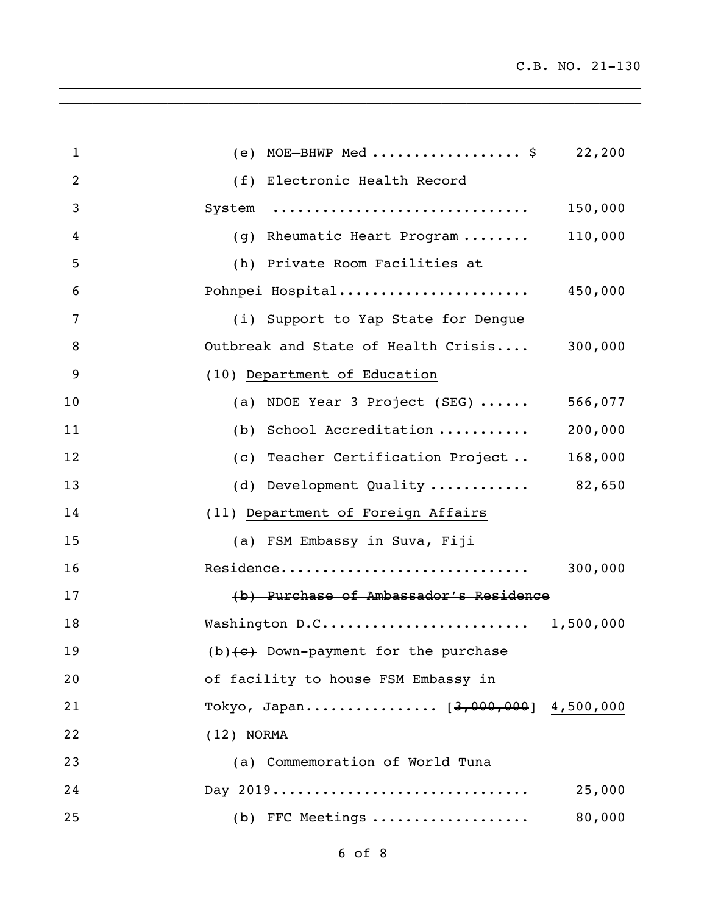(e) MOE—BHWP Med .................. $ 22,200

(f) Electronic Health Record System .............................. 150,000

(g) Rheumatic Heart Program ........ 110,000

(h) Private Room Facilities at Pohnpei Hospital...................... 450,000

(i) Support to Yap State for Dengue Outbreak and State of Health Crisis.... 300,000

(10) <u>Department of Education</u>

(a) NDOE Year 3 Project (SEG) ...... 566,077

(b) School Accreditation ........... 200,000

(c) Teacher Certification Project .. 168,000

(d) Development Quality ............ 82,650

(11) <u>Department of Foreign Affairs</u>

(a) FSM Embassy in Suva, Fiji Residence............................ 300,000

~~(b) Purchase of Ambassador's Residence Washington D.C........................ 1,500,000~~

<u>(b)</u>~~(c)~~ Down-payment for the purchase of facility to house FSM Embassy in Tokyo, Japan................ [~~3,000,000~~] <u>4,500,000</u>

(12) <u>NORMA</u>

(a) Commemoration of World Tuna Day 2019.............................. 25,000

(b) FFC Meetings ................... 80,000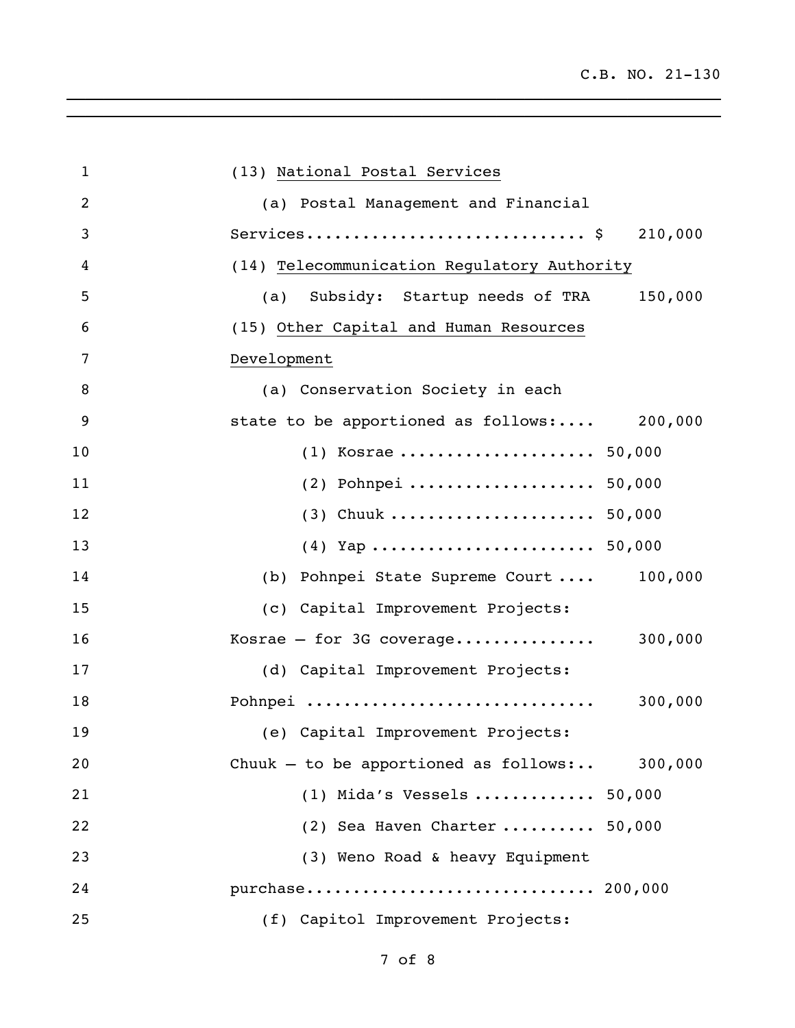(13) <u>National Postal Services</u>

(a) Postal Management and Financial Services.............................. $ 210,000

(14) <u>Telecommunication Regulatory Authority</u>

(a) Subsidy: Startup needs of TRA 150,000

(15) <u>Other Capital and Human Resources Development</u>

(a) Conservation Society in each state to be apportioned as follows:.... 200,000

(1) Kosrae .................... 50,000

(2) Pohnpei ................... 50,000

(3) Chuuk ..................... 50,000

(4) Yap ....................... 50,000

(b) Pohnpei State Supreme Court .... 100,000

(c) Capital Improvement Projects: Kosrae – for 3G coverage............... 300,000

(d) Capital Improvement Projects: Pohnpei .............................. 300,000

(e) Capital Improvement Projects: Chuuk – to be apportioned as follows:.. 300,000

(1) Mida's Vessels ............ 50,000

(2) Sea Haven Charter .......... 50,000

(3) Weno Road & heavy Equipment purchase.............................. 200,000

(f) Capitol Improvement Projects: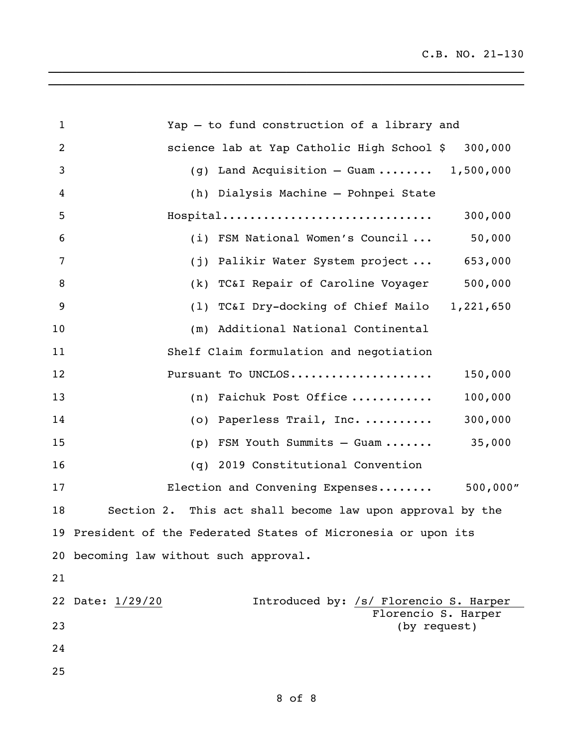Yap – to fund construction of a library and science lab at Yap Catholic High School $ 300,000

(g) Land Acquisition – Guam ........ 1,500,000

(h) Dialysis Machine – Pohnpei State Hospital.............................. 300,000

(i) FSM National Women's Council ... 50,000

(j) Palikir Water System project ... 653,000

(k) TC&I Repair of Caroline Voyager 500,000

(l) TC&I Dry-docking of Chief Mailo 1,221,650

(m) Additional National Continental Shelf Claim formulation and negotiation Pursuant To UNCLOS.................... 150,000

(n) Faichuk Post Office ........... 100,000

(o) Paperless Trail, Inc. .......... 300,000

(p) FSM Youth Summits – Guam ....... 35,000

(q) 2019 Constitutional Convention Election and Convening Expenses........ 500,000"

Section 2. This act shall become law upon approval by the President of the Federated States of Micronesia or upon its becoming law without such approval.

Date: 1/29/20

Introduced by: /s/ Florencio S. Harper
Florencio S. Harper
(by request)